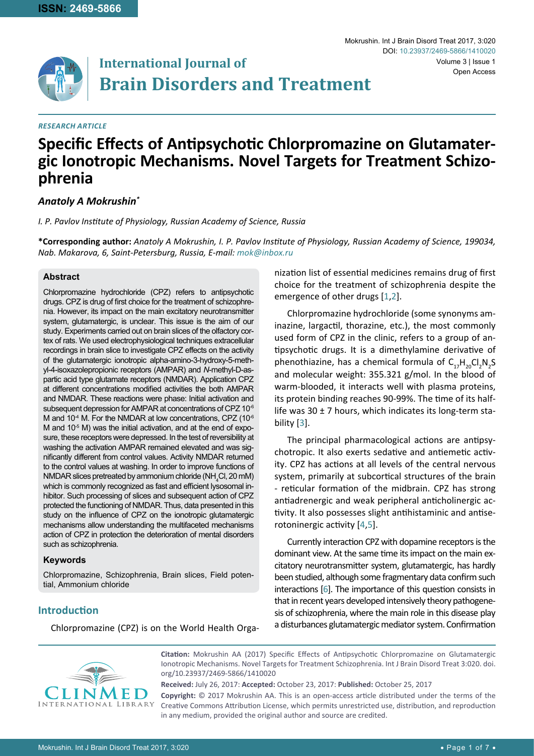**International Journal of Brain Disorders and Treatment**

*RESEARCH ARTICLE*

# Specific Effects of Antipsychotic Chlorpromazine on Glutamatergic Ionotropic Mechanisms. Novel Targets for Treatment Schizophrenia

***Anatoly A Mokrushin****

*I. P. Pavlov Institute of Physiology, Russian Academy of Science, Russia*

**\*Corresponding author:** *Anatoly A Mokrushin, I. P. Pavlov Institute of Physiology, Russian Academy of Science, 199034, Nab. Makarova, 6, Saint-Petersburg, Russia, E-mail: mok@inbox.ru*

### Abstract

Chlorpromazine hydrochloride (CPZ) refers to antipsychotic drugs. CPZ is drug of first choice for the treatment of schizophrenia. However, its impact on the main excitatory neurotransmitter system, glutamatergic, is unclear. This issue is the aim of our study. Experiments carried out on brain slices of the olfactory cortex of rats. We used electrophysiological techniques extracellular recordings in brain slice to investigate CPZ effects on the activity of the glutamatergic ionotropic alpha-amino-3-hydroxy-5-methyl-4-isoxazolepropionic receptors (AMPAR) and *N*-methyl-D-aspartic acid type glutamate receptors (NMDAR). Application CPZ at different concentrations modified activities the both AMPAR and NMDAR. These reactions were phase: Initial activation and subsequent depression for AMPAR at concentrations of CPZ $10^{-6}$ M and $10^{-4}$ M. For the NMDAR at low concentrations, CPZ ($10^{-6}$ M and $10^{-5}$ M) was the initial activation, and at the end of exposure, these receptors were depressed. In the test of reversibility at washing the activation AMPAR remained elevated and was significantly different from control values. Activity NMDAR returned to the control values at washing. In order to improve functions of NMDAR slices pretreated by ammonium chloride ($NH_4Cl$, 20 mM) which is commonly recognized as fast and efficient lysosomal inhibitor. Such processing of slices and subsequent action of CPZ protected the functioning of NMDAR. Thus, data presented in this study on the influence of CPZ on the ionotropic glutamatergic mechanisms allow understanding the multifaceted mechanisms action of CPZ in protection the deterioration of mental disorders such as schizophrenia.

### Keywords

Chlorpromazine, Schizophrenia, Brain slices, Field potential, Ammonium chloride

## Introduction

Chlorpromazine (CPZ) is on the World Health Organization list of essential medicines remains drug of first choice for the treatment of schizophrenia despite the emergence of other drugs [1,2].

Chlorpromazine hydrochloride (some synonyms aminazine, largactil, thorazine, etc.), the most commonly used form of CPZ in the clinic, refers to a group of antipsychotic drugs. It is a dimethylamine derivative of phenothiazine, has a chemical formula of $C_{17}H_{20}Cl_2N_2S$ and molecular weight: 355.321 g/mol. In the blood of warm-blooded, it interacts well with plasma proteins, its protein binding reaches 90-99%. The time of its half-life was 30 ± 7 hours, which indicates its long-term stability [3].

The principal pharmacological actions are antipsychotropic. It also exerts sedative and antiemetic activity. CPZ has actions at all levels of the central nervous system, primarily at subcortical structures of the brain - reticular formation of the midbrain. CPZ has strong antiadrenergic and weak peripheral anticholinergic activity. It also possesses slight antihistaminic and antiserotoninergic activity [4,5].

Currently interaction CPZ with dopamine receptors is the dominant view. At the same time its impact on the main excitatory neurotransmitter system, glutamatergic, has hardly been studied, although some fragmentary data confirm such interactions [6]. The importance of this question consists in that in recent years developed intensively theory pathogenesis of schizophrenia, where the main role in this disease play a disturbances glutamatergic mediator system. Confirmation

**Citation:** Mokrushin AA (2017) Specific Effects of Antipsychotic Chlorpromazine on Glutamatergic Ionotropic Mechanisms. Novel Targets for Treatment Schizophrenia. Int J Brain Disord Treat 3:020. doi.org/10.23937/2469-5866/1410020

**Received:** July 26, 2017: **Accepted:** October 23, 2017: **Published:** October 25, 2017

**Copyright:** © 2017 Mokrushin AA. This is an open-access article distributed under the terms of the Creative Commons Attribution License, which permits unrestricted use, distribution, and reproduction in any medium, provided the original author and source are credited.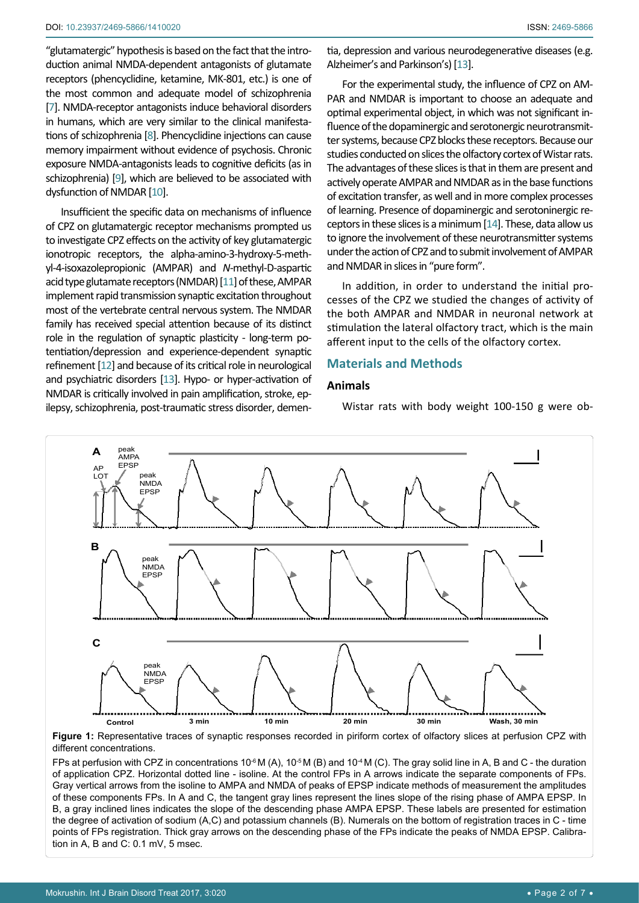"glutamatergic" hypothesis is based on the fact that the introduction animal NMDA-dependent antagonists of glutamate receptors (phencyclidine, ketamine, MK-801, etc.) is one of the most common and adequate model of schizophrenia [7]. NMDA-receptor antagonists induce behavioral disorders in humans, which are very similar to the clinical manifestations of schizophrenia [8]. Phencyclidine injections can cause memory impairment without evidence of psychosis. Chronic exposure NMDA-antagonists leads to cognitive deficits (as in schizophrenia) [9], which are believed to be associated with dysfunction of NMDAR [10].

Insufficient the specific data on mechanisms of influence of CPZ on glutamatergic receptor mechanisms prompted us to investigate CPZ effects on the activity of key glutamatergic ionotropic receptors, the alpha-amino-3-hydroxy-5-methyl-4-isoxazolepropionic (AMPAR) and *N*-methyl-D-aspartic acid type glutamate receptors (NMDAR) [11] of these, AMPAR implement rapid transmission synaptic excitation throughout most of the vertebrate central nervous system. The NMDAR family has received special attention because of its distinct role in the regulation of synaptic plasticity - long-term potentiation/depression and experience-dependent synaptic refinement [12] and because of its critical role in neurological and psychiatric disorders [13]. Hypo- or hyper-activation of NMDAR is critically involved in pain amplification, stroke, epilepsy, schizophrenia, post-traumatic stress disorder, dementia, depression and various neurodegenerative diseases (e.g. Alzheimer's and Parkinson's) [13].

For the experimental study, the influence of CPZ on AMPAR and NMDAR is important to choose an adequate and optimal experimental object, in which was not significant influence of the dopaminergic and serotonergic neurotransmitter systems, because CPZ blocks these receptors. Because our studies conducted on slices the olfactory cortex of Wistar rats. The advantages of these slices is that in them are present and actively operate AMPAR and NMDAR as in the base functions of excitation transfer, as well and in more complex processes of learning. Presence of dopaminergic and serotoninergic receptors in these slices is a minimum [14]. These, data allow us to ignore the involvement of these neurotransmitter systems under the action of CPZ and to submit involvement of AMPAR and NMDAR in slices in "pure form".

In addition, in order to understand the initial processes of the CPZ we studied the changes of activity of the both AMPAR and NMDAR in neuronal network at stimulation the lateral olfactory tract, which is the main afferent input to the cells of the olfactory cortex.

## Materials and Methods

### Animals

Wistar rats with body weight 100-150 g were ob-

**Figure 1:** Representative traces of synaptic responses recorded in piriform cortex of olfactory slices at perfusion CPZ with different concentrations.

FPs at perfusion with CPZ in concentrations $10^{-6}$ M (A), $10^{-5}$ M (B) and $10^{-4}$ M (C). The gray solid line in A, B and C - the duration of application CPZ. Horizontal dotted line - isoline. At the control FPs in A arrows indicate the separate components of FPs. Gray vertical arrows from the isoline to AMPA and NMDA of peaks of EPSP indicate methods of measurement the amplitudes of these components FPs. In A and C, the tangent gray lines represent the lines slope of the rising phase of AMPA EPSP. In B, a gray inclined lines indicates the slope of the descending phase AMPA EPSP. These labels are presented for estimation the degree of activation of sodium (A,C) and potassium channels (B). Numerals on the bottom of registration traces in C - time points of FPs registration. Thick gray arrows on the descending phase of the FPs indicate the peaks of NMDA EPSP. Calibration in A, B and C: 0.1 mV, 5 msec.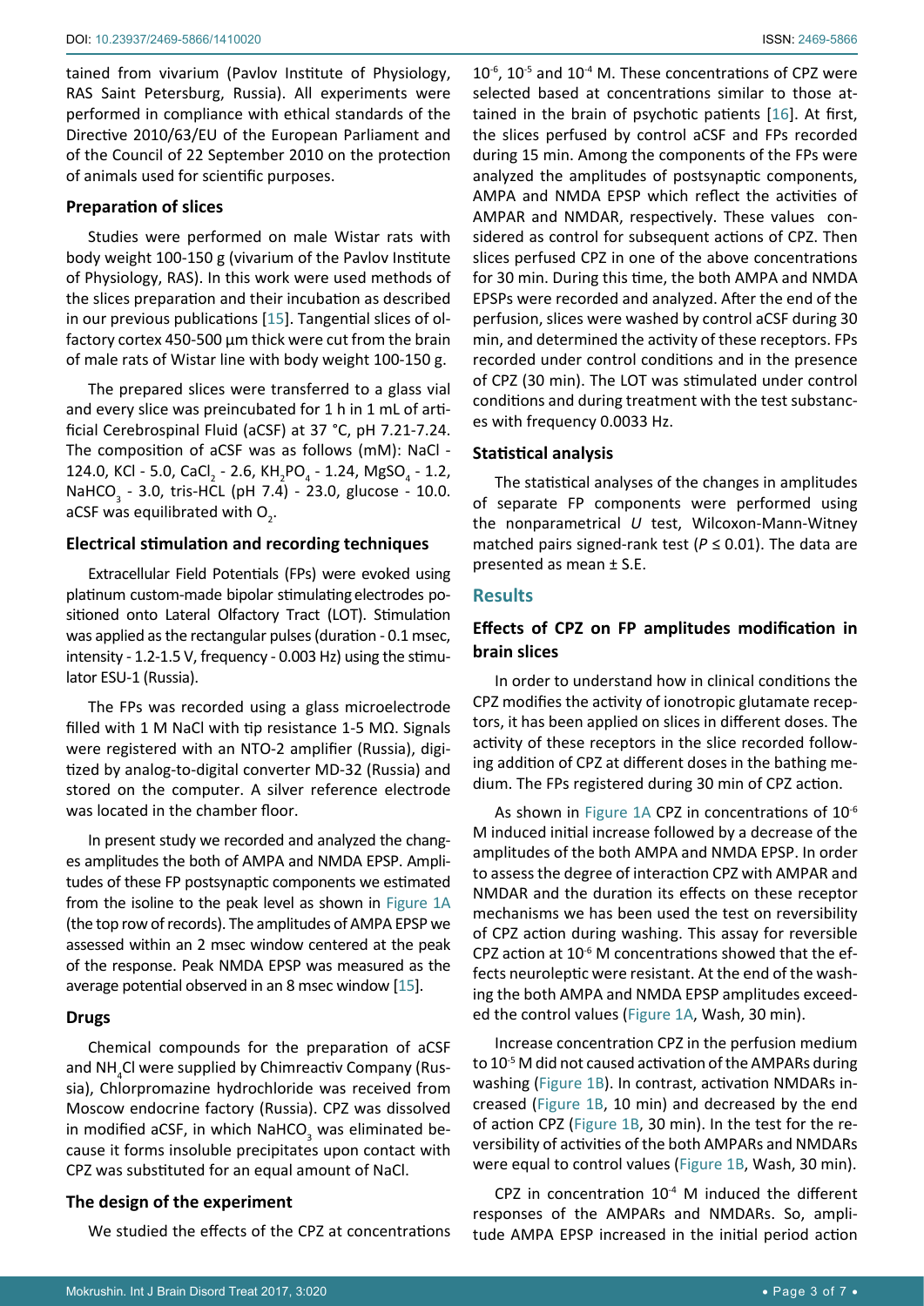tained from vivarium (Pavlov Institute of Physiology, RAS Saint Petersburg, Russia). All experiments were performed in compliance with ethical standards of the Directive 2010/63/EU of the European Parliament and of the Council of 22 September 2010 on the protection of animals used for scientific purposes.

### Preparation of slices

Studies were performed on male Wistar rats with body weight 100-150 g (vivarium of the Pavlov Institute of Physiology, RAS). In this work were used methods of the slices preparation and their incubation as described in our previous publications [15]. Tangential slices of olfactory cortex 450-500 µm thick were cut from the brain of male rats of Wistar line with body weight 100-150 g.

The prepared slices were transferred to a glass vial and every slice was preincubated for 1 h in 1 mL of artificial Cerebrospinal Fluid (aCSF) at 37 °C, pH 7.21-7.24. The composition of aCSF was as follows (mM): NaCl - 124.0, KCl - 5.0, $CaCl_2$ - 2.6, $KH_2PO_4$ - 1.24, $MgSO_4$ - 1.2, $NaHCO_3$ - 3.0, tris-HCL (pH 7.4) - 23.0, glucose - 10.0. aCSF was equilibrated with $O_2$.

### Electrical stimulation and recording techniques

Extracellular Field Potentials (FPs) were evoked using platinum custom-made bipolar stimulating electrodes positioned onto Lateral Olfactory Tract (LOT). Stimulation was applied as the rectangular pulses (duration - 0.1 msec, intensity - 1.2-1.5 V, frequency - 0.003 Hz) using the stimulator ESU-1 (Russia).

The FPs was recorded using a glass microelectrode filled with 1 M NaCl with tip resistance 1-5 MΩ. Signals were registered with an NTO-2 amplifier (Russia), digitized by analog-to-digital converter MD-32 (Russia) and stored on the computer. A silver reference electrode was located in the chamber floor.

In present study we recorded and analyzed the changes amplitudes the both of AMPA and NMDA EPSP. Amplitudes of these FP postsynaptic components we estimated from the isoline to the peak level as shown in Figure 1A (the top row of records). The amplitudes of AMPA EPSP we assessed within an 2 msec window centered at the peak of the response. Peak NMDA EPSP was measured as the average potential observed in an 8 msec window [15].

### Drugs

Chemical compounds for the preparation of aCSF and $NH_4Cl$ were supplied by Chimreactiv Company (Russia), Chlorpromazine hydrochloride was received from Moscow endocrine factory (Russia). CPZ was dissolved in modified aCSF, in which $NaHCO_3$ was eliminated because it forms insoluble precipitates upon contact with CPZ was substituted for an equal amount of NaCl.

### The design of the experiment

We studied the effects of the CPZ at concentrations $10^{-6}$, $10^{-5}$ and $10^{-4}$ M. These concentrations of CPZ were selected based at concentrations similar to those attained in the brain of psychotic patients [16]. At first, the slices perfused by control aCSF and FPs recorded during 15 min. Among the components of the FPs were analyzed the amplitudes of postsynaptic components, AMPA and NMDA EPSP which reflect the activities of AMPAR and NMDAR, respectively. These values considered as control for subsequent actions of CPZ. Then slices perfused CPZ in one of the above concentrations for 30 min. During this time, the both AMPA and NMDA EPSPs were recorded and analyzed. After the end of the perfusion, slices were washed by control aCSF during 30 min, and determined the activity of these receptors. FPs recorded under control conditions and in the presence of CPZ (30 min). The LOT was stimulated under control conditions and during treatment with the test substances with frequency 0.0033 Hz.

### Statistical analysis

The statistical analyses of the changes in amplitudes of separate FP components were performed using the nonparametrical *U* test, Wilcoxon-Mann-Witney matched pairs signed-rank test ($P \leq 0.01$). The data are presented as mean ± S.E.

## Results

### Effects of CPZ on FP amplitudes modification in brain slices

In order to understand how in clinical conditions the CPZ modifies the activity of ionotropic glutamate receptors, it has been applied on slices in different doses. The activity of these receptors in the slice recorded following addition of CPZ at different doses in the bathing medium. The FPs registered during 30 min of CPZ action.

As shown in Figure 1A CPZ in concentrations of $10^{-6}$ M induced initial increase followed by a decrease of the amplitudes of the both AMPA and NMDA EPSP. In order to assess the degree of interaction CPZ with AMPAR and NMDAR and the duration its effects on these receptor mechanisms we has been used the test on reversibility of CPZ action during washing. This assay for reversible CPZ action at $10^{-6}$ M concentrations showed that the effects neuroleptic were resistant. At the end of the washing the both AMPA and NMDA EPSP amplitudes exceeded the control values (Figure 1A, Wash, 30 min).

Increase concentration CPZ in the perfusion medium to $10^{-5}$ M did not caused activation of the AMPARs during washing (Figure 1B). In contrast, activation NMDARs increased (Figure 1B, 10 min) and decreased by the end of action CPZ (Figure 1B, 30 min). In the test for the reversibility of activities of the both AMPARs and NMDARs were equal to control values (Figure 1B, Wash, 30 min).

CPZ in concentration $10^{-4}$ M induced the different responses of the AMPARs and NMDARs. So, amplitude AMPA EPSP increased in the initial period action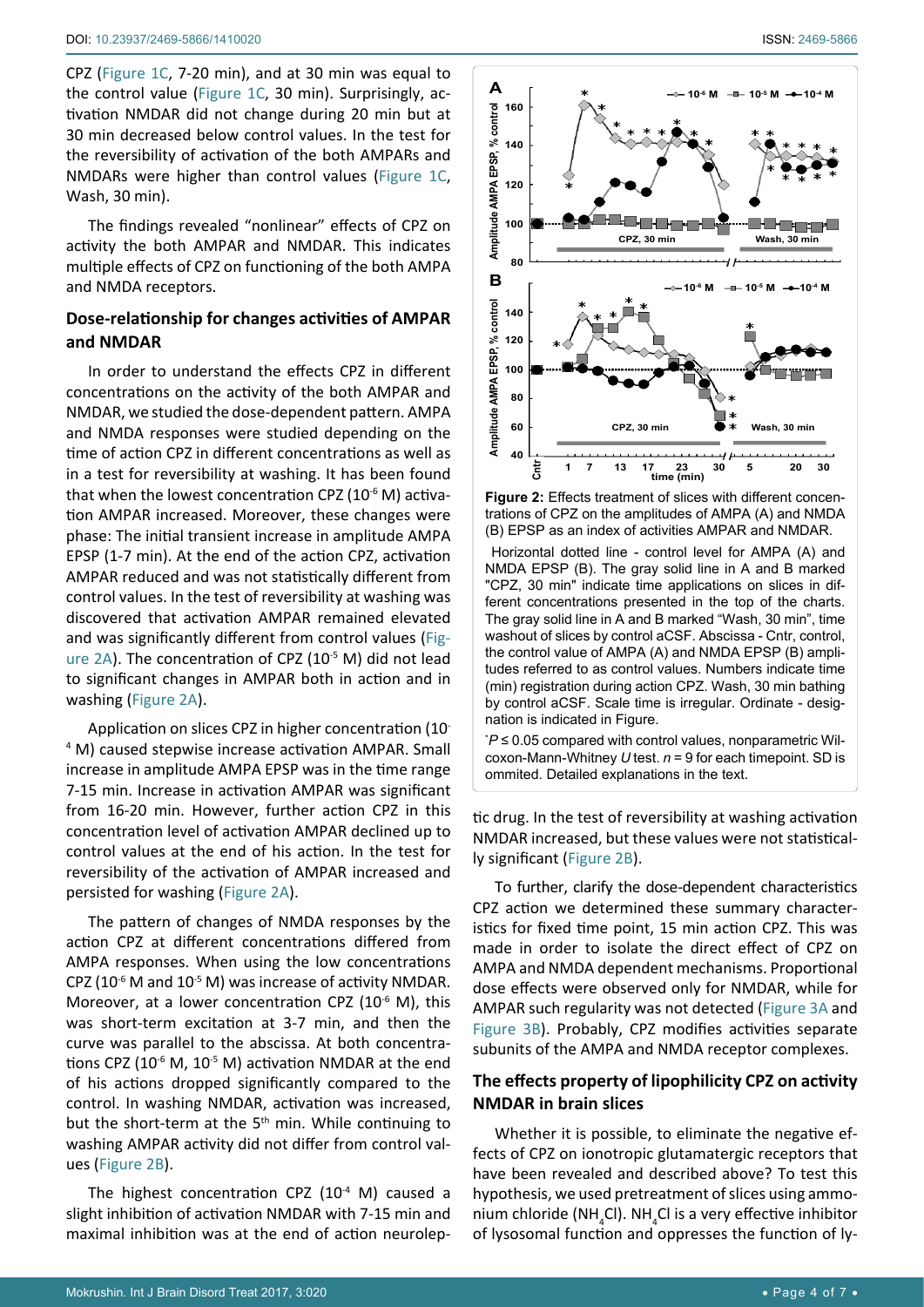CPZ (Figure 1C, 7-20 min), and at 30 min was equal to the control value (Figure 1C, 30 min). Surprisingly, activation NMDAR did not change during 20 min but at 30 min decreased below control values. In the test for the reversibility of activation of the both AMPARs and NMDARs were higher than control values (Figure 1C, Wash, 30 min).

The findings revealed "nonlinear" effects of CPZ on activity the both AMPAR and NMDAR. This indicates multiple effects of CPZ on functioning of the both AMPA and NMDA receptors.

## Dose-relationship for changes activities of AMPAR and NMDAR

In order to understand the effects CPZ in different concentrations on the activity of the both AMPAR and NMDAR, we studied the dose-dependent pattern. AMPA and NMDA responses were studied depending on the time of action CPZ in different concentrations as well as in a test for reversibility at washing. It has been found that when the lowest concentration CPZ ($10^{-6}$ M) activation AMPAR increased. Moreover, these changes were phase: The initial transient increase in amplitude AMPA EPSP (1-7 min). At the end of the action CPZ, activation AMPAR reduced and was not statistically different from control values. In the test of reversibility at washing was discovered that activation AMPAR remained elevated and was significantly different from control values (Figure 2A). The concentration of CPZ ($10^{-5}$ M) did not lead to significant changes in AMPAR both in action and in washing (Figure 2A).

Application on slices CPZ in higher concentration ($10^{-4}$ M) caused stepwise increase activation AMPAR. Small increase in amplitude AMPA EPSP was in the time range 7-15 min. Increase in activation AMPAR was significant from 16-20 min. However, further action CPZ in this concentration level of activation AMPAR declined up to control values at the end of his action. In the test for reversibility of the activation of AMPAR increased and persisted for washing (Figure 2A).

The pattern of changes of NMDA responses by the action CPZ at different concentrations differed from AMPA responses. When using the low concentrations CPZ ($10^{-6}$ M and $10^{-5}$ M) was increase of activity NMDAR. Moreover, at a lower concentration CPZ ($10^{-6}$ M), this was short-term excitation at 3-7 min, and then the curve was parallel to the abscissa. At both concentrations CPZ ($10^{-6}$ M, $10^{-5}$ M) activation NMDAR at the end of his actions dropped significantly compared to the control. In washing NMDAR, activation was increased, but the short-term at the 5th min. While continuing to washing AMPAR activity did not differ from control values (Figure 2B).

The highest concentration CPZ ($10^{-4}$ M) caused a slight inhibition of activation NMDAR with 7-15 min and maximal inhibition was at the end of action neuroleptic drug. In the test of reversibility at washing activation NMDAR increased, but these values were not statistically significant (Figure 2B).

**Figure 2:** Effects treatment of slices with different concentrations of CPZ on the amplitudes of AMPA (A) and NMDA (B) EPSP as an index of activities AMPAR and NMDAR.

Horizontal dotted line - control level for AMPA (A) and NMDA EPSP (B). The gray solid line in A and B marked "CPZ, 30 min" indicate time applications on slices in different concentrations presented in the top of the charts. The gray solid line in A and B marked "Wash, 30 min", time washout of slices by control aCSF. Abscissa - Cntr, control, the control value of AMPA (A) and NMDA EPSP (B) amplitudes referred to as control values. Numbers indicate time (min) registration during action CPZ. Wash, 30 min bathing by control aCSF. Scale time is irregular. Ordinate - designation is indicated in Figure.

*$P \leq 0.05$ compared with control values, nonparametric Wilcoxon-Mann-Whitney *U* test. *n* = 9 for each timepoint. SD is ommited. Detailed explanations in the text.

To further, clarify the dose-dependent characteristics CPZ action we determined these summary characteristics for fixed time point, 15 min action CPZ. This was made in order to isolate the direct effect of CPZ on AMPA and NMDA dependent mechanisms. Proportional dose effects were observed only for NMDAR, while for AMPAR such regularity was not detected (Figure 3A and Figure 3B). Probably, CPZ modifies activities separate subunits of the AMPA and NMDA receptor complexes.

## The effects property of lipophilicity CPZ on activity NMDAR in brain slices

Whether it is possible, to eliminate the negative effects of CPZ on ionotropic glutamatergic receptors that have been revealed and described above? To test this hypothesis, we used pretreatment of slices using ammonium chloride ($NH_4Cl$). $NH_4Cl$ is a very effective inhibitor of lysosomal function and oppresses the function of ly-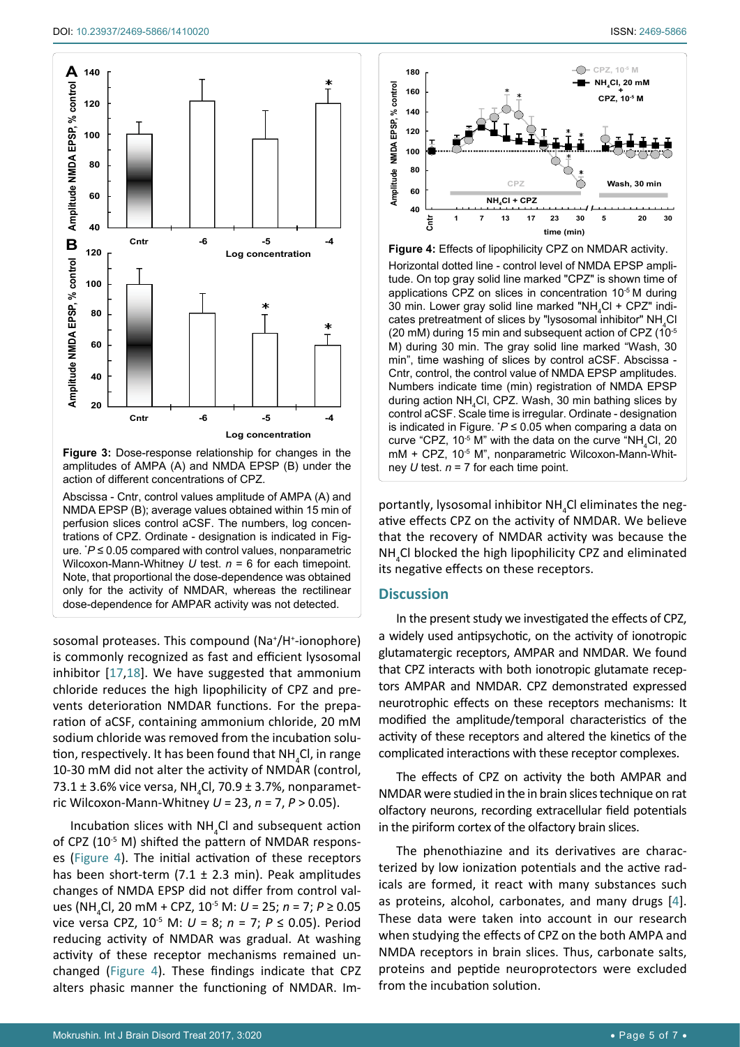**Figure 3:** Dose-response relationship for changes in the amplitudes of AMPA (A) and NMDA EPSP (B) under the action of different concentrations of CPZ.

Abscissa - Cntr, control values amplitude of AMPA (A) and NMDA EPSP (B); average values obtained within 15 min of perfusion slices control aCSF. The numbers, log concentrations of CPZ. Ordinate - designation is indicated in Figure. $^{*}P \leq 0.05$ compared with control values, nonparametric Wilcoxon-Mann-Whitney *U* test. *n* = 6 for each timepoint. Note, that proportional the dose-dependence was obtained only for the activity of NMDAR, whereas the rectilinear dose-dependence for AMPAR activity was not detected.

sosomal proteases. This compound ($Na^+/H^+$-ionophore) is commonly recognized as fast and efficient lysosomal inhibitor [17,18]. We have suggested that ammonium chloride reduces the high lipophilicity of CPZ and prevents deterioration NMDAR functions. For the preparation of aCSF, containing ammonium chloride, 20 mM sodium chloride was removed from the incubation solution, respectively. It has been found that $NH_4Cl$, in range 10-30 mM did not alter the activity of NMDAR (control, 73.1 ± 3.6% vice versa, $NH_4Cl$, 70.9 ± 3.7%, nonparametric Wilcoxon-Mann-Whitney $U = 23$, $n = 7$, $P > 0.05$).

Incubation slices with $NH_4Cl$ and subsequent action of CPZ ($10^{-5}$ M) shifted the pattern of NMDAR responses (Figure 4). The initial activation of these receptors has been short-term (7.1 ± 2.3 min). Peak amplitudes changes of NMDA EPSP did not differ from control values ($NH_4Cl$, 20 mM + CPZ, $10^{-5}$ M: $U = 25$; $n = 7$; $P \geq 0.05$ vice versa CPZ, $10^{-5}$ M: $U = 8$; $n = 7$; $P \leq 0.05$). Period reducing activity of NMDAR was gradual. At washing activity of these receptor mechanisms remained unchanged (Figure 4). These findings indicate that CPZ alters phasic manner the functioning of NMDAR. Importantly, lysosomal inhibitor $NH_4Cl$ eliminates the negative effects CPZ on the activity of NMDAR. We believe that the recovery of NMDAR activity was because the $NH_4Cl$ blocked the high lipophilicity CPZ and eliminated its negative effects on these receptors.

**Figure 4:** Effects of lipophilicity CPZ on NMDAR activity.

Horizontal dotted line - control level of NMDA EPSP amplitude. On top gray solid line marked "CPZ" is shown time of applications CPZ on slices in concentration $10^{-5}$ M during 30 min. Lower gray solid line marked "$NH_4Cl$ + CPZ" indicates pretreatment of slices by "lysosomal inhibitor" $NH_4Cl$ (20 mM) during 15 min and subsequent action of CPZ ($10^{-5}$ M) during 30 min. The gray solid line marked "Wash, 30 min", time washing of slices by control aCSF. Abscissa - Cntr, control, the control value of NMDA EPSP amplitudes. Numbers indicate time (min) registration of NMDA EPSP during action $NH_4Cl$, CPZ. Wash, 30 min bathing slices by control aCSF. Scale time is irregular. Ordinate - designation is indicated in Figure. $^{*}P \leq 0.05$ when comparing a data on curve "CPZ, $10^{-5}$ M" with the data on the curve "$NH_4Cl$, 20 mM + CPZ, $10^{-5}$ M", nonparametric Wilcoxon-Mann-Whitney *U* test. *n* = 7 for each time point.

## Discussion

In the present study we investigated the effects of CPZ, a widely used antipsychotic, on the activity of ionotropic glutamatergic receptors, AMPAR and NMDAR. We found that CPZ interacts with both ionotropic glutamate receptors AMPAR and NMDAR. CPZ demonstrated expressed neurotrophic effects on these receptors mechanisms: It modified the amplitude/temporal characteristics of the activity of these receptors and altered the kinetics of the complicated interactions with these receptor complexes.

The effects of CPZ on activity the both AMPAR and NMDAR were studied in the in brain slices technique on rat olfactory neurons, recording extracellular field potentials in the piriform cortex of the olfactory brain slices.

The phenothiazine and its derivatives are characterized by low ionization potentials and the active radicals are formed, it react with many substances such as proteins, alcohol, carbonates, and many drugs [4]. These data were taken into account in our research when studying the effects of CPZ on the both AMPA and NMDA receptors in brain slices. Thus, carbonate salts, proteins and peptide neuroprotectors were excluded from the incubation solution.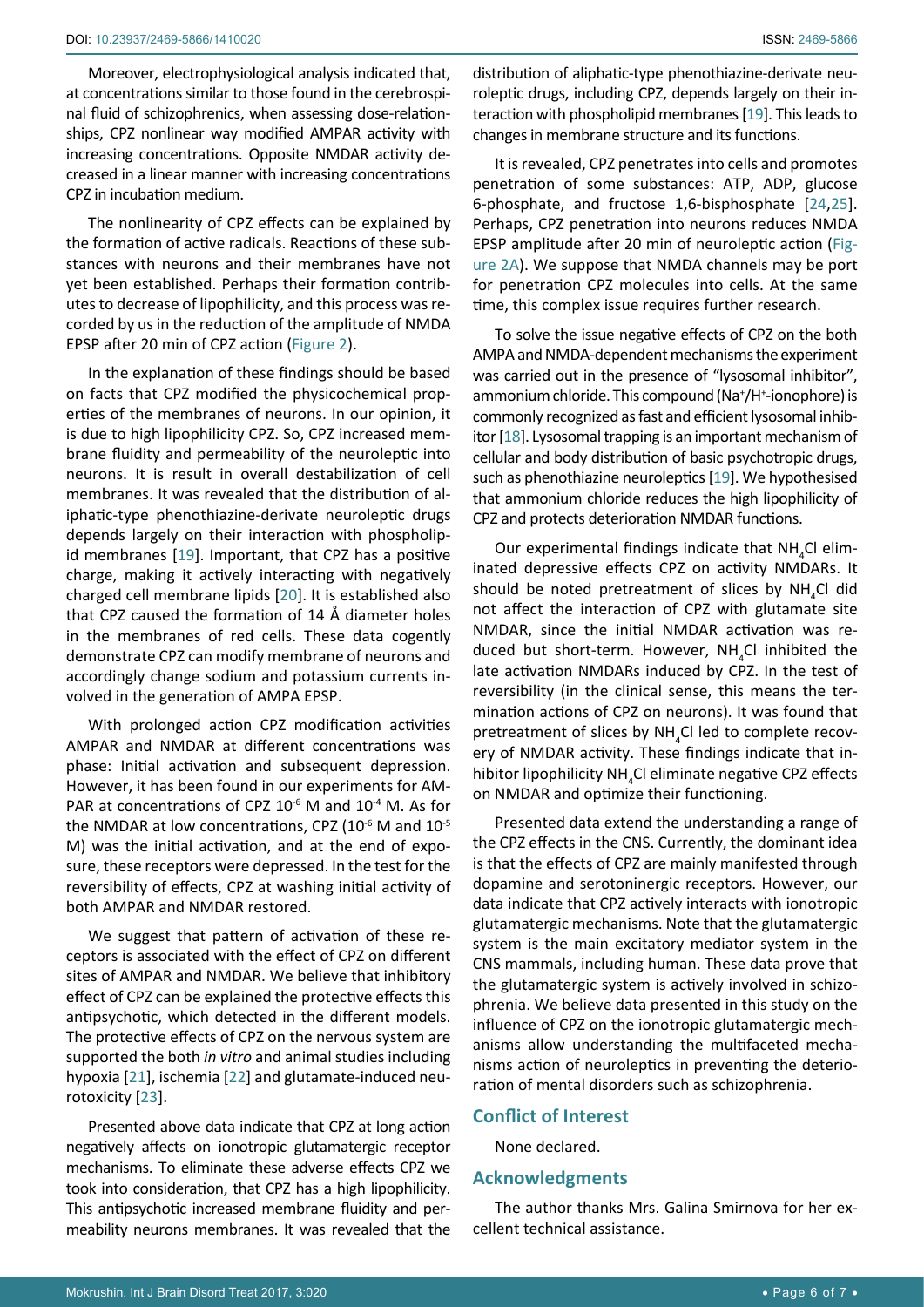Moreover, electrophysiological analysis indicated that, at concentrations similar to those found in the cerebrospinal fluid of schizophrenics, when assessing dose-relationships, CPZ nonlinear way modified AMPAR activity with increasing concentrations. Opposite NMDAR activity decreased in a linear manner with increasing concentrations CPZ in incubation medium.

The nonlinearity of CPZ effects can be explained by the formation of active radicals. Reactions of these substances with neurons and their membranes have not yet been established. Perhaps their formation contributes to decrease of lipophilicity, and this process was recorded by us in the reduction of the amplitude of NMDA EPSP after 20 min of CPZ action (Figure 2).

In the explanation of these findings should be based on facts that CPZ modified the physicochemical properties of the membranes of neurons. In our opinion, it is due to high lipophilicity CPZ. So, CPZ increased membrane fluidity and permeability of the neuroleptic into neurons. It is result in overall destabilization of cell membranes. It was revealed that the distribution of aliphatic-type phenothiazine-derivate neuroleptic drugs depends largely on their interaction with phospholipid membranes [19]. Important, that CPZ has a positive charge, making it actively interacting with negatively charged cell membrane lipids [20]. It is established also that CPZ caused the formation of 14 Å diameter holes in the membranes of red cells. These data cogently demonstrate CPZ can modify membrane of neurons and accordingly change sodium and potassium currents involved in the generation of AMPA EPSP.

With prolonged action CPZ modification activities AMPAR and NMDAR at different concentrations was phase: Initial activation and subsequent depression. However, it has been found in our experiments for AMPAR at concentrations of CPZ $10^{-6}$ M and $10^{-4}$ M. As for the NMDAR at low concentrations, CPZ ($10^{-6}$ M and $10^{-5}$ M) was the initial activation, and at the end of exposure, these receptors were depressed. In the test for the reversibility of effects, CPZ at washing initial activity of both AMPAR and NMDAR restored.

We suggest that pattern of activation of these receptors is associated with the effect of CPZ on different sites of AMPAR and NMDAR. We believe that inhibitory effect of CPZ can be explained the protective effects this antipsychotic, which detected in the different models. The protective effects of CPZ on the nervous system are supported the both *in vitro* and animal studies including hypoxia [21], ischemia [22] and glutamate-induced neurotoxicity [23].

Presented above data indicate that CPZ at long action negatively affects on ionotropic glutamatergic receptor mechanisms. To eliminate these adverse effects CPZ we took into consideration, that CPZ has a high lipophilicity. This antipsychotic increased membrane fluidity and permeability neurons membranes. It was revealed that the distribution of aliphatic-type phenothiazine-derivate neuroleptic drugs, including CPZ, depends largely on their interaction with phospholipid membranes [19]. This leads to changes in membrane structure and its functions.

It is revealed, CPZ penetrates into cells and promotes penetration of some substances: ATP, ADP, glucose 6-phosphate, and fructose 1,6-bisphosphate [24,25]. Perhaps, CPZ penetration into neurons reduces NMDA EPSP amplitude after 20 min of neuroleptic action (Figure 2A). We suppose that NMDA channels may be port for penetration CPZ molecules into cells. At the same time, this complex issue requires further research.

To solve the issue negative effects of CPZ on the both AMPA and NMDA-dependent mechanisms the experiment was carried out in the presence of "lysosomal inhibitor", ammonium chloride. This compound ($Na^+/H^+$-ionophore) is commonly recognized as fast and efficient lysosomal inhibitor [18]. Lysosomal trapping is an important mechanism of cellular and body distribution of basic psychotropic drugs, such as phenothiazine neuroleptics [19]. We hypothesised that ammonium chloride reduces the high lipophilicity of CPZ and protects deterioration NMDAR functions.

Our experimental findings indicate that $NH_4Cl$ eliminated depressive effects CPZ on activity NMDARs. It should be noted pretreatment of slices by $NH_4Cl$ did not affect the interaction of CPZ with glutamate site NMDAR, since the initial NMDAR activation was reduced but short-term. However, $NH_4Cl$ inhibited the late activation NMDARs induced by CPZ. In the test of reversibility (in the clinical sense, this means the termination actions of CPZ on neurons). It was found that pretreatment of slices by $NH_4Cl$ led to complete recovery of NMDAR activity. These findings indicate that inhibitor lipophilicity $NH_4Cl$ eliminate negative CPZ effects on NMDAR and optimize their functioning.

Presented data extend the understanding a range of the CPZ effects in the CNS. Currently, the dominant idea is that the effects of CPZ are mainly manifested through dopamine and serotoninergic receptors. However, our data indicate that CPZ actively interacts with ionotropic glutamatergic mechanisms. Note that the glutamatergic system is the main excitatory mediator system in the CNS mammals, including human. These data prove that the glutamatergic system is actively involved in schizophrenia. We believe data presented in this study on the influence of CPZ on the ionotropic glutamatergic mechanisms allow understanding the multifaceted mechanisms action of neuroleptics in preventing the deterioration of mental disorders such as schizophrenia.

## Conflict of Interest

None declared.

## Acknowledgments

The author thanks Mrs. Galina Smirnova for her excellent technical assistance.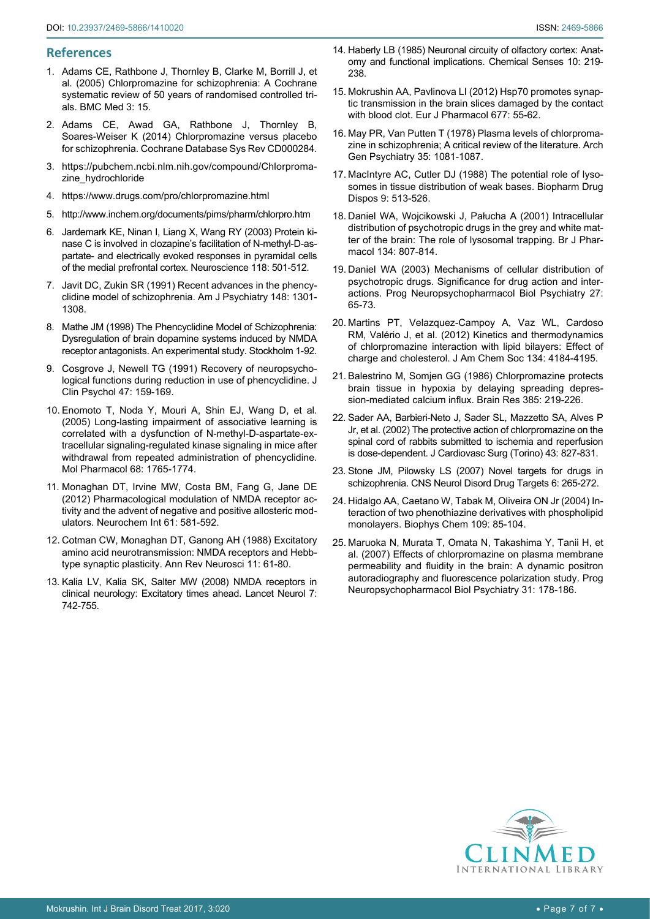## References

1. Adams CE, Rathbone J, Thornley B, Clarke M, Borrill J, et al. (2005) Chlorpromazine for schizophrenia: A Cochrane systematic review of 50 years of randomised controlled trials. BMC Med 3: 15.
2. Adams CE, Awad GA, Rathbone J, Thornley B, Soares-Weiser K (2014) Chlorpromazine versus placebo for schizophrenia. Cochrane Database Sys Rev CD000284.
3. https://pubchem.ncbi.nlm.nih.gov/compound/Chlorpromazine_hydrochloride
4. https://www.drugs.com/pro/chlorpromazine.html
5. http://www.inchem.org/documents/pims/pharm/chlorpro.htm
6. Jardemark KE, Ninan I, Liang X, Wang RY (2003) Protein kinase C is involved in clozapine's facilitation of N-methyl-D-aspartate- and electrically evoked responses in pyramidal cells of the medial prefrontal cortex. Neuroscience 118: 501-512.
7. Javit DC, Zukin SR (1991) Recent advances in the phencyclidine model of schizophrenia. Am J Psychiatry 148: 1301-1308.
8. Mathe JM (1998) The Phencyclidine Model of Schizophrenia: Dysregulation of brain dopamine systems induced by NMDA receptor antagonists. An experimental study. Stockholm 1-92.
9. Cosgrove J, Newell TG (1991) Recovery of neuropsychological functions during reduction in use of phencyclidine. J Clin Psychol 47: 159-169.
10. Enomoto T, Noda Y, Mouri A, Shin EJ, Wang D, et al. (2005) Long-lasting impairment of associative learning is correlated with a dysfunction of N-methyl-D-aspartate-extracellular signaling-regulated kinase signaling in mice after withdrawal from repeated administration of phencyclidine. Mol Pharmacol 68: 1765-1774.
11. Monaghan DT, Irvine MW, Costa BM, Fang G, Jane DE (2012) Pharmacological modulation of NMDA receptor activity and the advent of negative and positive allosteric modulators. Neurochem Int 61: 581-592.
12. Cotman CW, Monaghan DT, Ganong AH (1988) Excitatory amino acid neurotransmission: NMDA receptors and Hebb-type synaptic plasticity. Ann Rev Neurosci 11: 61-80.
13. Kalia LV, Kalia SK, Salter MW (2008) NMDA receptors in clinical neurology: Excitatory times ahead. Lancet Neurol 7: 742-755.
14. Haberly LB (1985) Neuronal circuity of olfactory cortex: Anatomy and functional implications. Chemical Senses 10: 219-238.
15. Mokrushin AA, Pavlinova LI (2012) Hsp70 promotes synaptic transmission in the brain slices damaged by the contact with blood clot. Eur J Pharmacol 677: 55-62.
16. May PR, Van Putten T (1978) Plasma levels of chlorpromazine in schizophrenia; A critical review of the literature. Arch Gen Psychiatry 35: 1081-1087.
17. MacIntyre AC, Cutler DJ (1988) The potential role of lysosomes in tissue distribution of weak bases. Biopharm Drug Dispos 9: 513-526.
18. Daniel WA, Wojcikowski J, Pałucha A (2001) Intracellular distribution of psychotropic drugs in the grey and white matter of the brain: The role of lysosomal trapping. Br J Pharmacol 134: 807-814.
19. Daniel WA (2003) Mechanisms of cellular distribution of psychotropic drugs. Significance for drug action and interactions. Prog Neuropsychopharmacol Biol Psychiatry 27: 65-73.
20. Martins PT, Velazquez-Campoy A, Vaz WL, Cardoso RM, Valério J, et al. (2012) Kinetics and thermodynamics of chlorpromazine interaction with lipid bilayers: Effect of charge and cholesterol. J Am Chem Soc 134: 4184-4195.
21. Balestrino M, Somjen GG (1986) Chlorpromazine protects brain tissue in hypoxia by delaying spreading depression-mediated calcium influx. Brain Res 385: 219-226.
22. Sader AA, Barbieri-Neto J, Sader SL, Mazzetto SA, Alves P Jr, et al. (2002) The protective action of chlorpromazine on the spinal cord of rabbits submitted to ischemia and reperfusion is dose-dependent. J Cardiovasc Surg (Torino) 43: 827-831.
23. Stone JM, Pilowsky LS (2007) Novel targets for drugs in schizophrenia. CNS Neurol Disord Drug Targets 6: 265-272.
24. Hidalgo AA, Caetano W, Tabak M, Oliveira ON Jr (2004) Interaction of two phenothiazine derivatives with phospholipid monolayers. Biophys Chem 109: 85-104.
25. Maruoka N, Murata T, Omata N, Takashima Y, Tanii H, et al. (2007) Effects of chlorpromazine on plasma membrane permeability and fluidity in the brain: A dynamic positron autoradiography and fluorescence polarization study. Prog Neuropsychopharmacol Biol Psychiatry 31: 178-186.